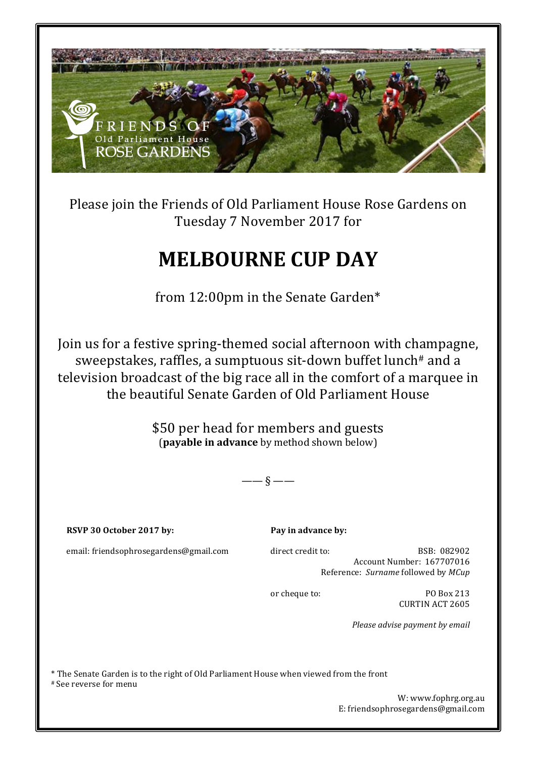FRIENDS OF
Old Parliament House
ROSE GARDENS

Please join the Friends of Old Parliament House Rose Gardens on Tuesday 7 November 2017 for

# MELBOURNE CUP DAY

from 12:00pm in the Senate Garden*

Join us for a festive spring-themed social afternoon with champagne, sweepstakes, raffles, a sumptuous sit-down buffet lunch# and a television broadcast of the big race all in the comfort of a marquee in the beautiful Senate Garden of Old Parliament House

$50 per head for members and guests
(**payable in advance** by method shown below)

—— § ——

**RSVP 30 October 2017 by:**

email: friendsophrosegardens@gmail.com

**Pay in advance by:**

direct credit to:
BSB: 082902
Account Number: 167707016
Reference: *Surname* followed by *MCup*

or cheque to:
PO Box 213
CURTIN ACT 2605

*Please advise payment by email*

* The Senate Garden is to the right of Old Parliament House when viewed from the front
# See reverse for menu

W: www.fophrg.org.au
E: friendsophrosegardens@gmail.com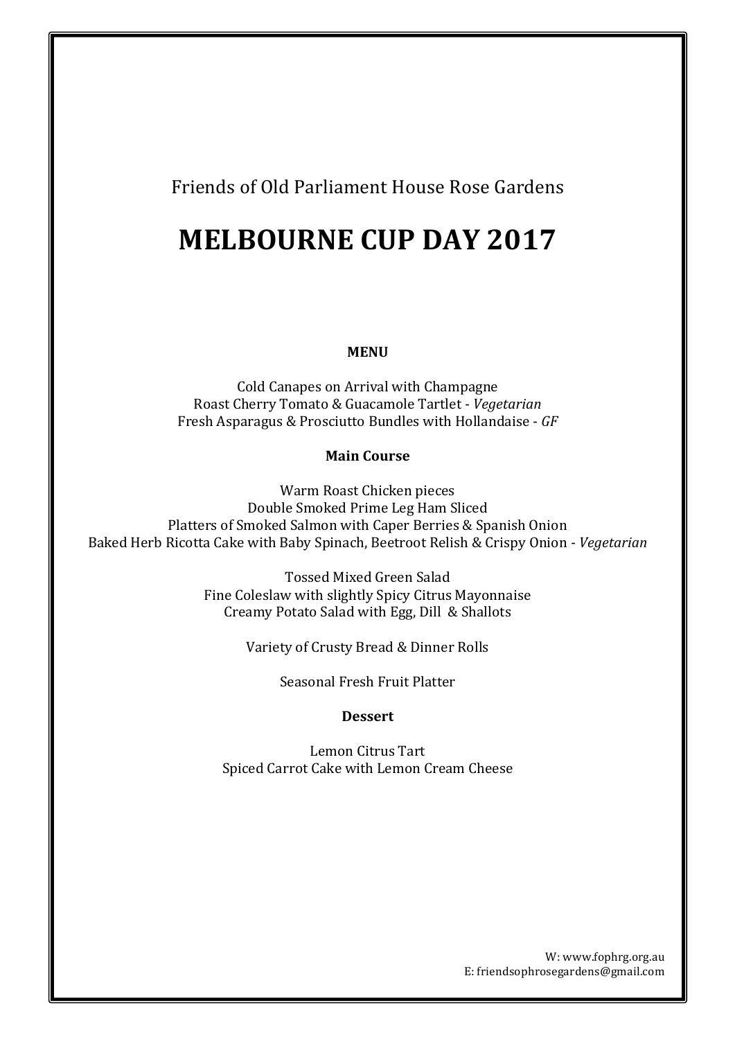Friends of Old Parliament House Rose Gardens

# MELBOURNE CUP DAY 2017

**MENU**

Cold Canapes on Arrival with Champagne
Roast Cherry Tomato & Guacamole Tartlet - *Vegetarian*
Fresh Asparagus & Prosciutto Bundles with Hollandaise - *GF*

**Main Course**

Warm Roast Chicken pieces
Double Smoked Prime Leg Ham Sliced
Platters of Smoked Salmon with Caper Berries & Spanish Onion
Baked Herb Ricotta Cake with Baby Spinach, Beetroot Relish & Crispy Onion - *Vegetarian*

Tossed Mixed Green Salad
Fine Coleslaw with slightly Spicy Citrus Mayonnaise
Creamy Potato Salad with Egg, Dill & Shallots

Variety of Crusty Bread & Dinner Rolls

Seasonal Fresh Fruit Platter

**Dessert**

Lemon Citrus Tart
Spiced Carrot Cake with Lemon Cream Cheese

W: www.fophrg.org.au
E: friendsophrosegardens@gmail.com